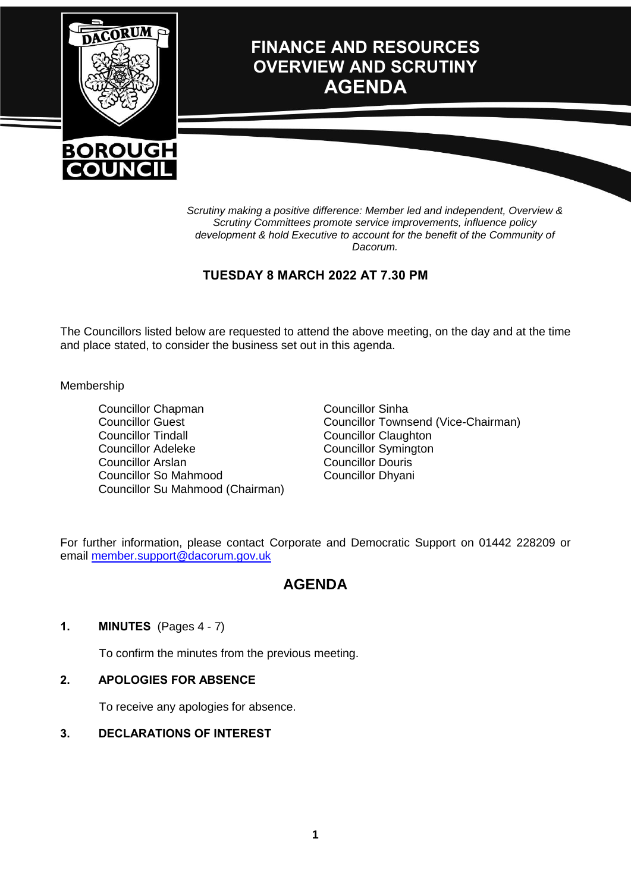# FINANCE AND RESOURCES OVERVIEW AND SCRUTINY AGENDA

*Scrutiny making a positive difference: Member led and independent, Overview & Scrutiny Committees promote service improvements, influence policy development & hold Executive to account for the benefit of the Community of Dacorum.*

**TUESDAY 8 MARCH 2022 AT 7.30 PM**

The Councillors listed below are requested to attend the above meeting, on the day and at the time and place stated, to consider the business set out in this agenda.

Membership

- Councillor Chapman
- Councillor Guest
- Councillor Tindall
- Councillor Adeleke
- Councillor Arslan
- Councillor So Mahmood
- Councillor Su Mahmood (Chairman)
- Councillor Sinha
- Councillor Townsend (Vice-Chairman)
- Councillor Claughton
- Councillor Symington
- Councillor Douris
- Councillor Dhyani

For further information, please contact Corporate and Democratic Support on 01442 228209 or email member.support@dacorum.gov.uk

## AGENDA

**1. MINUTES** (Pages 4 - 7)

To confirm the minutes from the previous meeting.

**2. APOLOGIES FOR ABSENCE**

To receive any apologies for absence.

**3. DECLARATIONS OF INTEREST**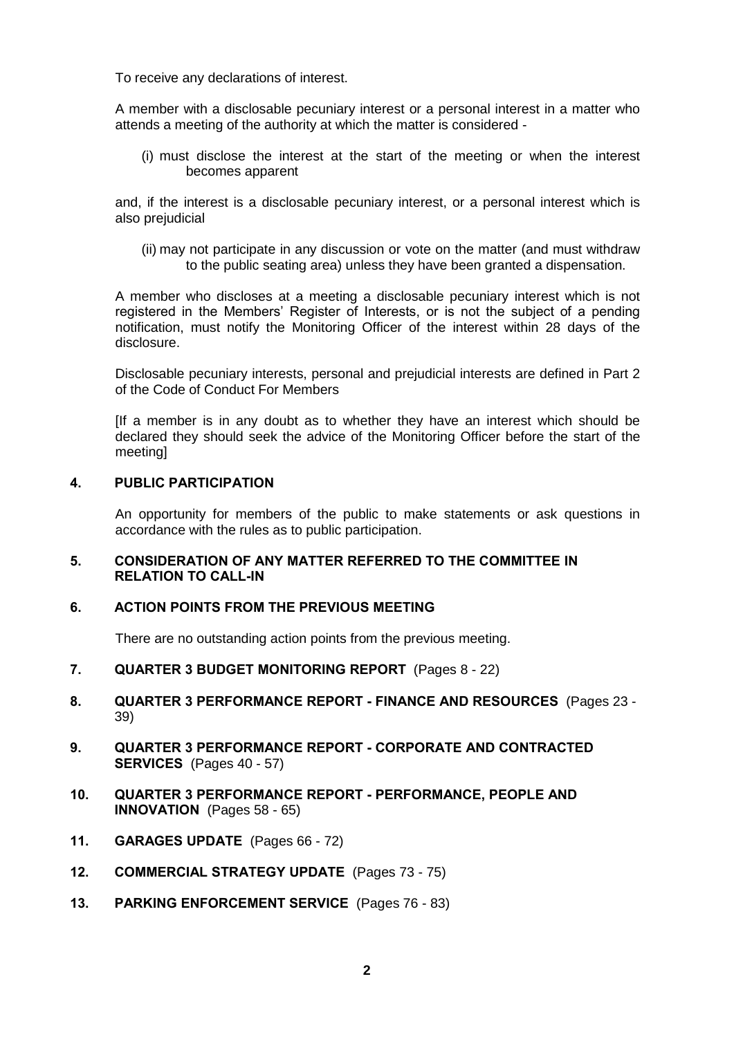To receive any declarations of interest.

A member with a disclosable pecuniary interest or a personal interest in a matter who attends a meeting of the authority at which the matter is considered -

(i) must disclose the interest at the start of the meeting or when the interest becomes apparent

and, if the interest is a disclosable pecuniary interest, or a personal interest which is also prejudicial

(ii) may not participate in any discussion or vote on the matter (and must withdraw to the public seating area) unless they have been granted a dispensation.

A member who discloses at a meeting a disclosable pecuniary interest which is not registered in the Members' Register of Interests, or is not the subject of a pending notification, must notify the Monitoring Officer of the interest within 28 days of the disclosure.

Disclosable pecuniary interests, personal and prejudicial interests are defined in Part 2 of the Code of Conduct For Members

[If a member is in any doubt as to whether they have an interest which should be declared they should seek the advice of the Monitoring Officer before the start of the meeting]

**4. PUBLIC PARTICIPATION**

An opportunity for members of the public to make statements or ask questions in accordance with the rules as to public participation.

**5. CONSIDERATION OF ANY MATTER REFERRED TO THE COMMITTEE IN RELATION TO CALL-IN**

**6. ACTION POINTS FROM THE PREVIOUS MEETING**

There are no outstanding action points from the previous meeting.

**7. QUARTER 3 BUDGET MONITORING REPORT** (Pages 8 - 22)

**8. QUARTER 3 PERFORMANCE REPORT - FINANCE AND RESOURCES** (Pages 23 - 39)

**9. QUARTER 3 PERFORMANCE REPORT - CORPORATE AND CONTRACTED SERVICES** (Pages 40 - 57)

**10. QUARTER 3 PERFORMANCE REPORT - PERFORMANCE, PEOPLE AND INNOVATION** (Pages 58 - 65)

**11. GARAGES UPDATE** (Pages 66 - 72)

**12. COMMERCIAL STRATEGY UPDATE** (Pages 73 - 75)

**13. PARKING ENFORCEMENT SERVICE** (Pages 76 - 83)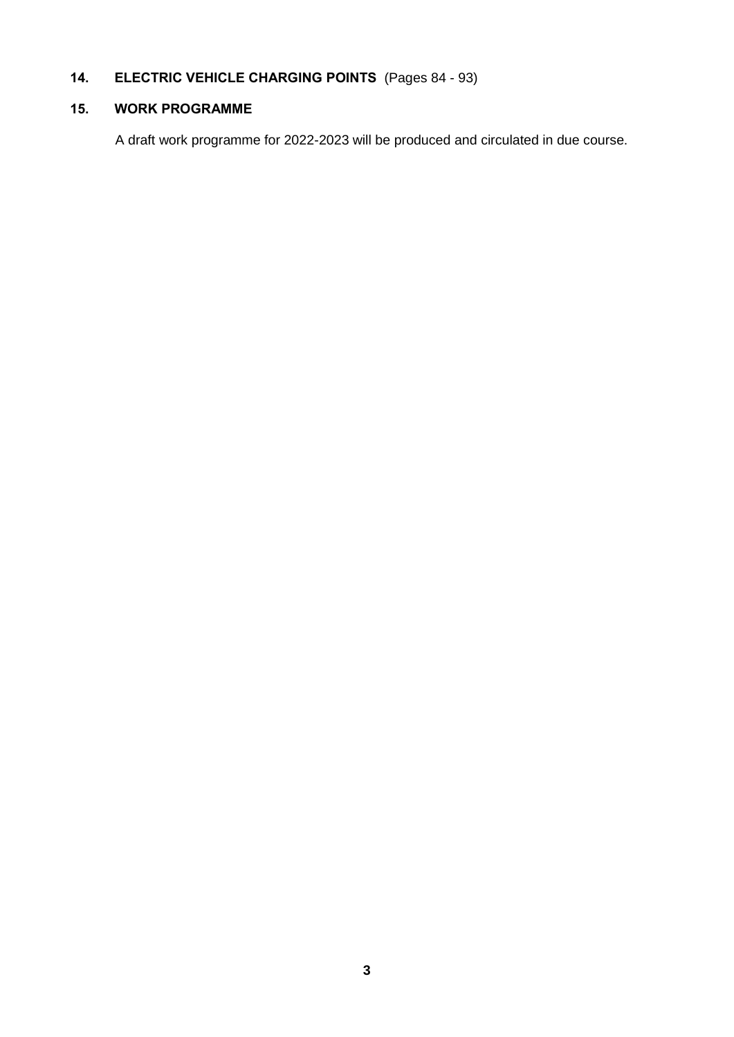**14. ELECTRIC VEHICLE CHARGING POINTS** (Pages 84 - 93)

**15. WORK PROGRAMME**

A draft work programme for 2022-2023 will be produced and circulated in due course.